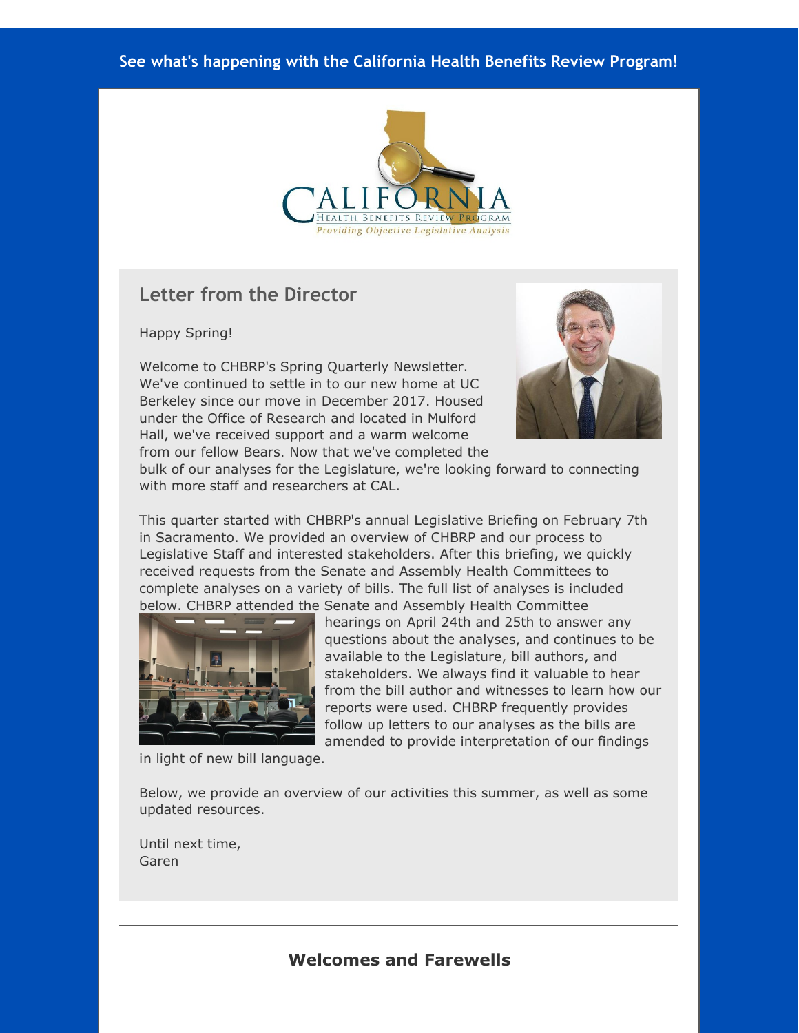See what's happening with the California Health Benefits Review Program!

CALIFORNIA HEALTH BENEFITS REVIEW PROGRAM

*Providing Objective Legislative Analysis*

## Letter from the Director

Happy Spring!

Welcome to CHBRP's Spring Quarterly Newsletter. We've continued to settle in to our new home at UC Berkeley since our move in December 2017. Housed under the Office of Research and located in Mulford Hall, we've received support and a warm welcome from our fellow Bears. Now that we've completed the bulk of our analyses for the Legislature, we're looking forward to connecting with more staff and researchers at CAL.

This quarter started with CHBRP's annual Legislative Briefing on February 7th in Sacramento. We provided an overview of CHBRP and our process to Legislative Staff and interested stakeholders. After this briefing, we quickly received requests from the Senate and Assembly Health Committees to complete analyses on a variety of bills. The full list of analyses is included below. CHBRP attended the Senate and Assembly Health Committee hearings on April 24th and 25th to answer any questions about the analyses, and continues to be available to the Legislature, bill authors, and stakeholders. We always find it valuable to hear from the bill author and witnesses to learn how our reports were used. CHBRP frequently provides follow up letters to our analyses as the bills are amended to provide interpretation of our findings in light of new bill language.

Below, we provide an overview of our activities this summer, as well as some updated resources.

Until next time,
Garen

## Welcomes and Farewells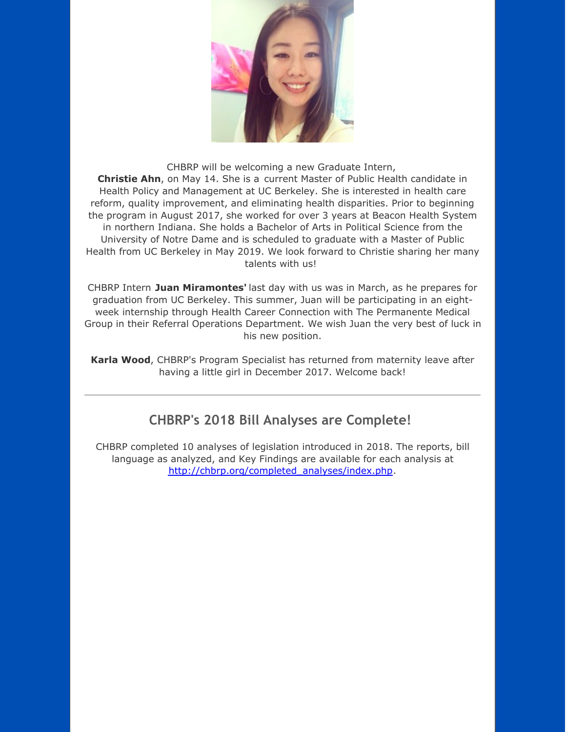CHBRP will be welcoming a new Graduate Intern, **Christie Ahn**, on May 14. She is a current Master of Public Health candidate in Health Policy and Management at UC Berkeley. She is interested in health care reform, quality improvement, and eliminating health disparities. Prior to beginning the program in August 2017, she worked for over 3 years at Beacon Health System in northern Indiana. She holds a Bachelor of Arts in Political Science from the University of Notre Dame and is scheduled to graduate with a Master of Public Health from UC Berkeley in May 2019. We look forward to Christie sharing her many talents with us!

CHBRP Intern **Juan Miramontes'** last day with us was in March, as he prepares for graduation from UC Berkeley. This summer, Juan will be participating in an eight-week internship through Health Career Connection with The Permanente Medical Group in their Referral Operations Department. We wish Juan the very best of luck in his new position.

**Karla Wood**, CHBRP's Program Specialist has returned from maternity leave after having a little girl in December 2017. Welcome back!

---

## CHBRP's 2018 Bill Analyses are Complete!

CHBRP completed 10 analyses of legislation introduced in 2018. The reports, bill language as analyzed, and Key Findings are available for each analysis at http://chbrp.org/completed_analyses/index.php.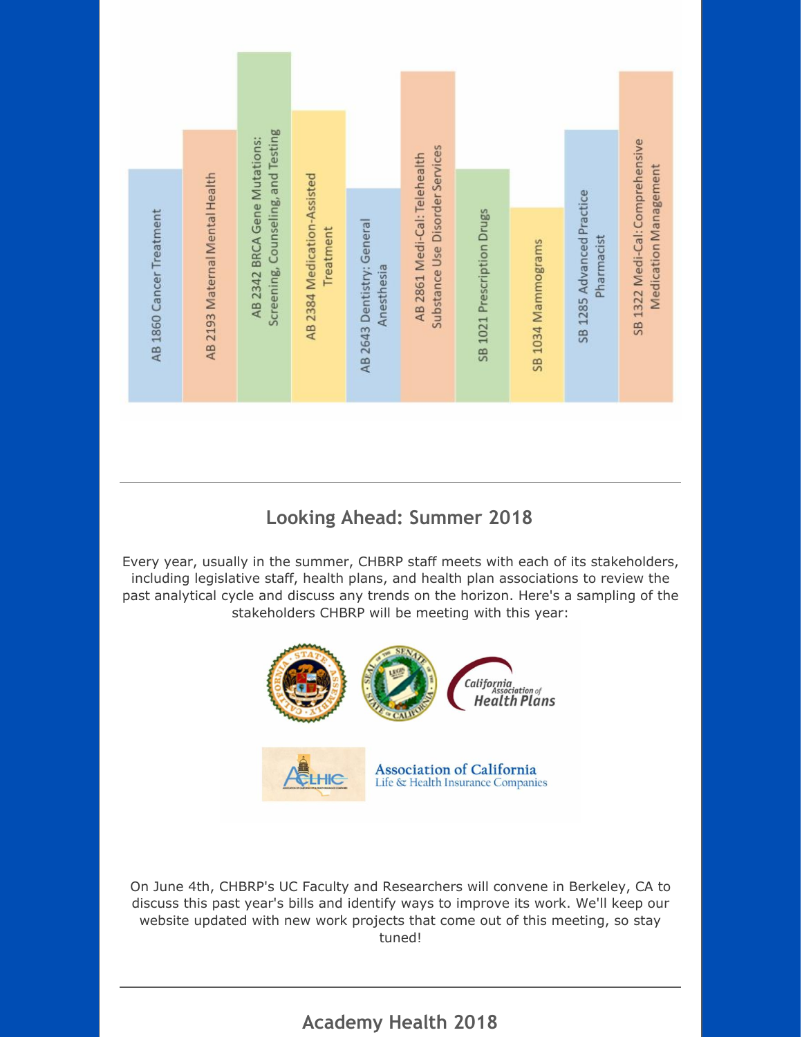AB 1860 Cancer Treatment

AB 2193 Maternal Mental Health

AB 2342 BRCA Gene Mutations: Screening, Counseling, and Testing

AB 2384 Medication-Assisted Treatment

AB 2643 Dentistry: General Anesthesia

AB 2861 Medi-Cal: Telehealth Substance Use Disorder Services

SB 1021 Prescription Drugs

SB 1034 Mammograms

SB 1285 Advanced Practice Pharmacist

SB 1322 Medi-Cal: Comprehensive Medication Management

---

## Looking Ahead: Summer 2018

Every year, usually in the summer, CHBRP staff meets with each of its stakeholders, including legislative staff, health plans, and health plan associations to review the past analytical cycle and discuss any trends on the horizon. Here's a sampling of the stakeholders CHBRP will be meeting with this year:

California Association of Health Plans

Association of California Life & Health Insurance Companies

On June 4th, CHBRP's UC Faculty and Researchers will convene in Berkeley, CA to discuss this past year's bills and identify ways to improve its work. We'll keep our website updated with new work projects that come out of this meeting, so stay tuned!

---

## Academy Health 2018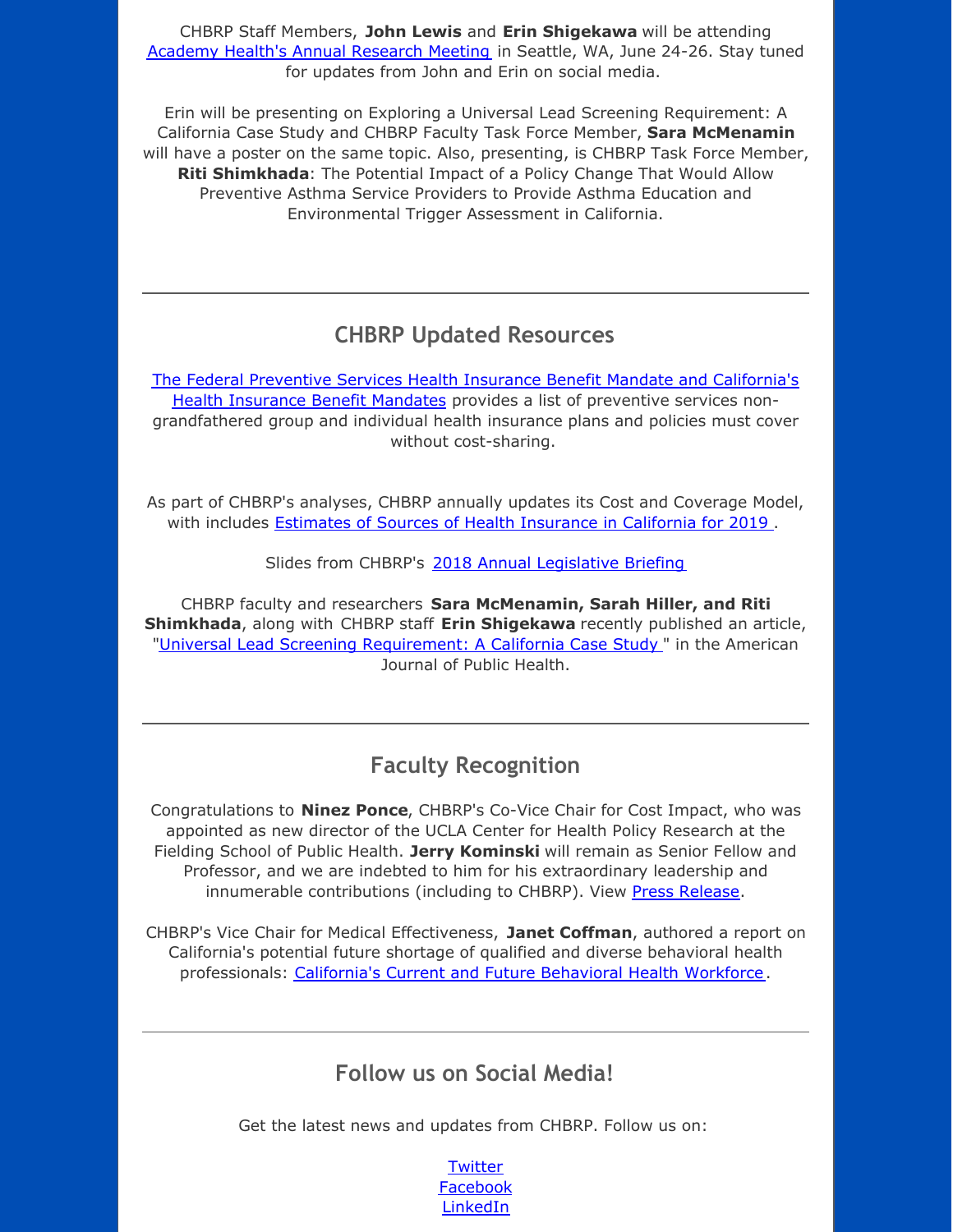CHBRP Staff Members, **John Lewis** and **Erin Shigekawa** will be attending [Academy Health's Annual Research Meeting](#) in Seattle, WA, June 24-26. Stay tuned for updates from John and Erin on social media.

Erin will be presenting on Exploring a Universal Lead Screening Requirement: A California Case Study and CHBRP Faculty Task Force Member, **Sara McMenamin** will have a poster on the same topic. Also, presenting, is CHBRP Task Force Member, **Riti Shimkhada**: The Potential Impact of a Policy Change That Would Allow Preventive Asthma Service Providers to Provide Asthma Education and Environmental Trigger Assessment in California.

---

## CHBRP Updated Resources

[The Federal Preventive Services Health Insurance Benefit Mandate and California's Health Insurance Benefit Mandates](#) provides a list of preventive services non-grandfathered group and individual health insurance plans and policies must cover without cost-sharing.

As part of CHBRP's analyses, CHBRP annually updates its Cost and Coverage Model, with includes [Estimates of Sources of Health Insurance in California for 2019](#) .

Slides from CHBRP's [2018 Annual Legislative Briefing](#)

CHBRP faculty and researchers **Sara McMenamin, Sarah Hiller, and Riti Shimkhada**, along with CHBRP staff **Erin Shigekawa** recently published an article, "[Universal Lead Screening Requirement: A California Case Study](#) " in the American Journal of Public Health.

---

## Faculty Recognition

Congratulations to **Ninez Ponce**, CHBRP's Co-Vice Chair for Cost Impact, who was appointed as new director of the UCLA Center for Health Policy Research at the Fielding School of Public Health. **Jerry Kominski** will remain as Senior Fellow and Professor, and we are indebted to him for his extraordinary leadership and innumerable contributions (including to CHBRP). View [Press Release](#).

CHBRP's Vice Chair for Medical Effectiveness, **Janet Coffman**, authored a report on California's potential future shortage of qualified and diverse behavioral health professionals: [California's Current and Future Behavioral Health Workforce](#).

---

## Follow us on Social Media!

Get the latest news and updates from CHBRP. Follow us on:

[Twitter](#)
[Facebook](#)
[LinkedIn](#)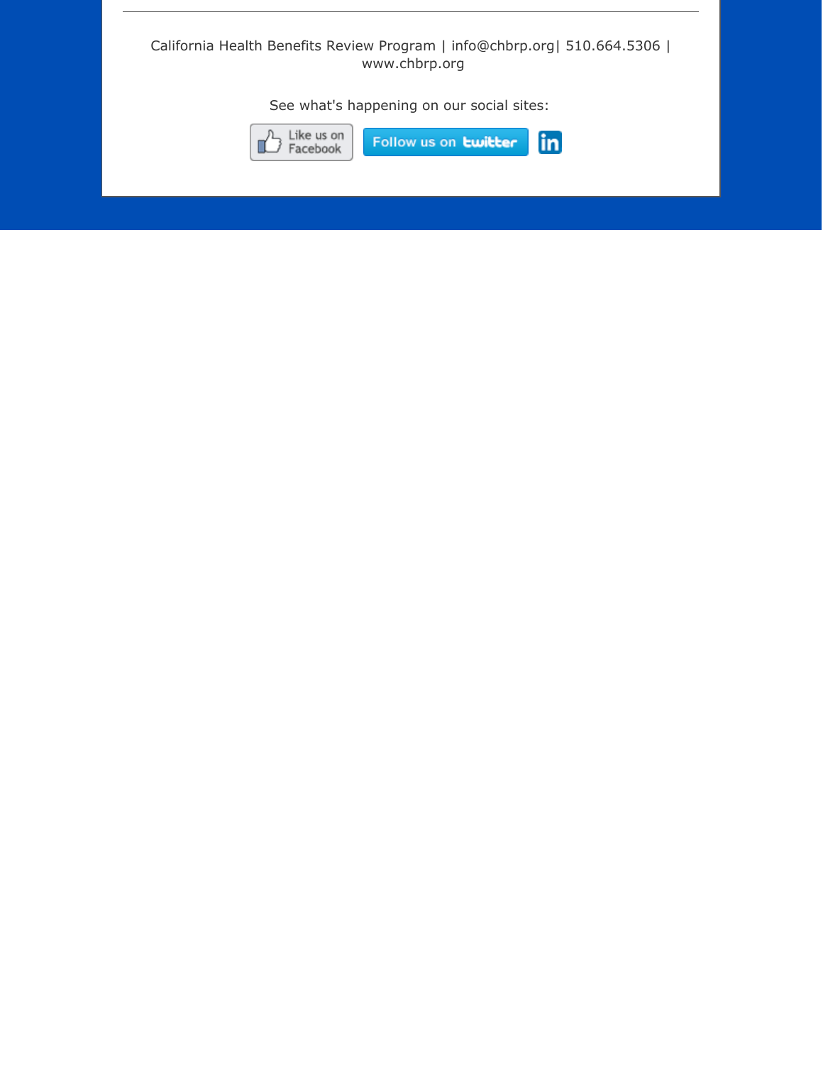---

California Health Benefits Review Program | info@chbrp.org| 510.664.5306 | www.chbrp.org

See what's happening on our social sites:

Like us on Facebook

Follow us on twitter